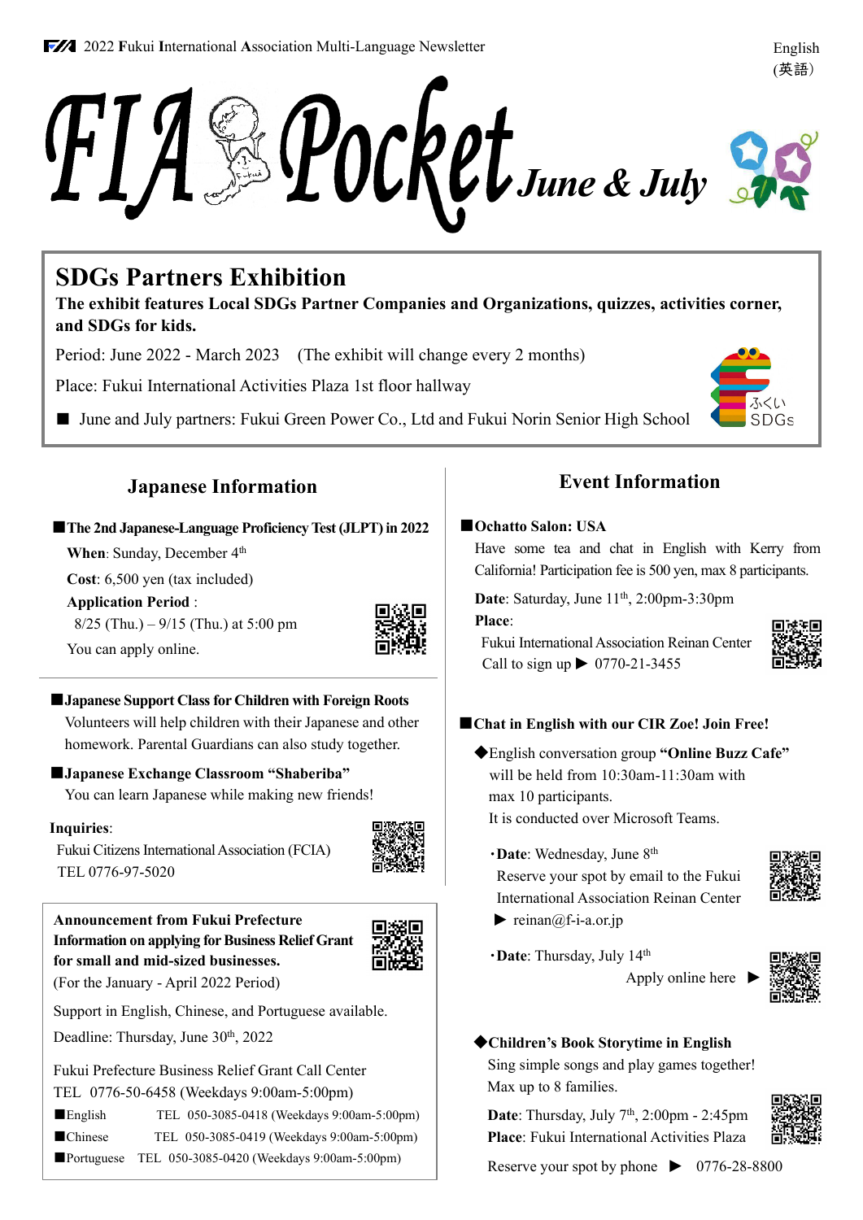2022 **F**ukui **I**nternational **A**ssociation Multi-Language Newsletter

English
(英語)

# FIA Pocket *June & July*

## SDGs Partners Exhibition

**The exhibit features Local SDGs Partner Companies and Organizations, quizzes, activities corner, and SDGs for kids.**

Period: June 2022 - March 2023 (The exhibit will change every 2 months)

Place: Fukui International Activities Plaza 1st floor hallway

■ June and July partners: Fukui Green Power Co., Ltd and Fukui Norin Senior High School

ふくい SDGs

## Japanese Information

**■The 2nd Japanese-Language Proficiency Test (JLPT) in 2022**

**When**: Sunday, December 4th

**Cost**: 6,500 yen (tax included)

**Application Period** :

8/25 (Thu.) – 9/15 (Thu.) at 5:00 pm

You can apply online.

**■Japanese Support Class for Children with Foreign Roots**

Volunteers will help children with their Japanese and other homework. Parental Guardians can also study together.

**■Japanese Exchange Classroom "Shaberiba"**

You can learn Japanese while making new friends!

**Inquiries**:

Fukui Citizens International Association (FCIA)

TEL 0776-97-5020

**Announcement from Fukui Prefecture**
**Information on applying for Business Relief Grant for small and mid-sized businesses.**
(For the January - April 2022 Period)

Support in English, Chinese, and Portuguese available.

Deadline: Thursday, June 30th, 2022

Fukui Prefecture Business Relief Grant Call Center

TEL 0776-50-6458 (Weekdays 9:00am-5:00pm)

■English TEL 050-3085-0418 (Weekdays 9:00am-5:00pm)

■Chinese TEL 050-3085-0419 (Weekdays 9:00am-5:00pm)

■Portuguese TEL 050-3085-0420 (Weekdays 9:00am-5:00pm)

## Event Information

**■Ochatto Salon: USA**

Have some tea and chat in English with Kerry from California! Participation fee is 500 yen, max 8 participants.

**Date**: Saturday, June 11th, 2:00pm-3:30pm

**Place**:

Fukui International Association Reinan Center

Call to sign up ▶ 0770-21-3455

**■Chat in English with our CIR Zoe! Join Free!**

◆English conversation group **"Online Buzz Cafe"** will be held from 10:30am-11:30am with max 10 participants.
It is conducted over Microsoft Teams.

・**Date**: Wednesday, June 8th
Reserve your spot by email to the Fukui International Association Reinan Center
▶ reinan@f-i-a.or.jp

・**Date**: Thursday, July 14th
Apply online here ▶

**◆Children's Book Storytime in English**

Sing simple songs and play games together!
Max up to 8 families.

**Date**: Thursday, July 7th, 2:00pm - 2:45pm
**Place**: Fukui International Activities Plaza

Reserve your spot by phone ▶ 0776-28-8800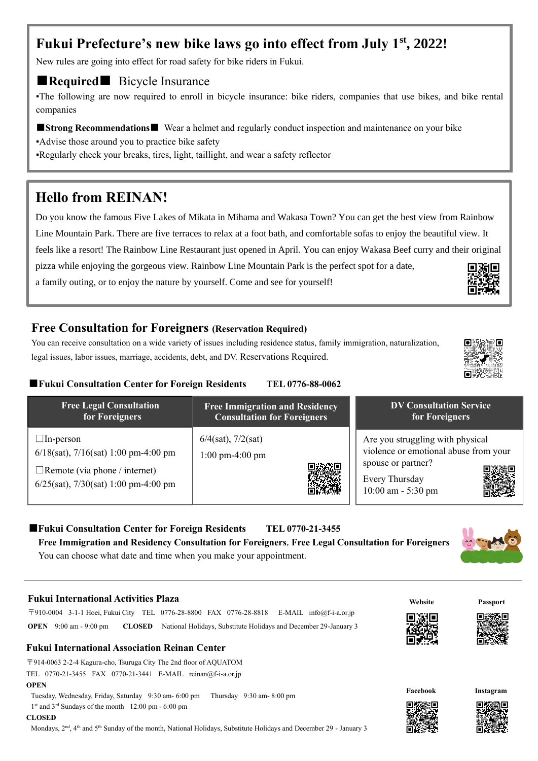# Fukui Prefecture's new bike laws go into effect from July 1st, 2022!

New rules are going into effect for road safety for bike riders in Fukui.

## ■Required■ Bicycle Insurance

▪The following are now required to enroll in bicycle insurance: bike riders, companies that use bikes, and bike rental companies

**■Strong Recommendations■** Wear a helmet and regularly conduct inspection and maintenance on your bike

▪Advise those around you to practice bike safety

▪Regularly check your breaks, tires, light, taillight, and wear a safety reflector

# Hello from REINAN!

Do you know the famous Five Lakes of Mikata in Mihama and Wakasa Town? You can get the best view from Rainbow Line Mountain Park. There are five terraces to relax at a foot bath, and comfortable sofas to enjoy the beautiful view. It feels like a resort! The Rainbow Line Restaurant just opened in April. You can enjoy Wakasa Beef curry and their original pizza while enjoying the gorgeous view. Rainbow Line Mountain Park is the perfect spot for a date, a family outing, or to enjoy the nature by yourself. Come and see for yourself!

## Free Consultation for Foreigners (Reservation Required)

You can receive consultation on a wide variety of issues including residence status, family immigration, naturalization, legal issues, labor issues, marriage, accidents, debt, and DV. Reservations Required.

**■Fukui Consultation Center for Foreign Residents TEL 0776-88-0062**

| Free Legal Consultation for Foreigners | Free Immigration and Residency Consultation for Foreigners | DV Consultation Service for Foreigners |
|---|---|---|
| ☐In-person<br>6/18(sat), 7/16(sat) 1:00 pm-4:00 pm<br>☐Remote (via phone / internet)<br>6/25(sat), 7/30(sat) 1:00 pm-4:00 pm | 6/4(sat), 7/2(sat)<br>1:00 pm-4:00 pm | Are you struggling with physical violence or emotional abuse from your spouse or partner?<br>Every Thursday<br>10:00 am - 5:30 pm |

**■Fukui Consultation Center for Foreign Residents TEL 0770-21-3455**

**Free Immigration and Residency Consultation for Foreigners, Free Legal Consultation for Foreigners**

You can choose what date and time when you make your appointment.

### Fukui International Activities Plaza

〒910-0004 3-1-1 Hoei, Fukui City TEL 0776-28-8800 FAX 0776-28-8818 E-MAIL info@f-i-a.or.jp

**OPEN** 9:00 am - 9:00 pm **CLOSED** National Holidays, Substitute Holidays and December 29-January 3

### Fukui International Association Reinan Center

〒914-0063 2-2-4 Kagura-cho, Tsuruga City The 2nd floor of AQUATOM

TEL 0770-21-3455 FAX 0770-21-3441 E-MAIL reinan@f-i-a.or.jp

**OPEN**

Tuesday, Wednesday, Friday, Saturday 9:30 am- 6:00 pm Thursday 9:30 am- 8:00 pm

1st and 3rd Sundays of the month 12:00 pm - 6:00 pm

**CLOSED**

Mondays, 2nd, 4th and 5th Sunday of the month, National Holidays, Substitute Holidays and December 29 - January 3

Website Passport

Facebook Instagram